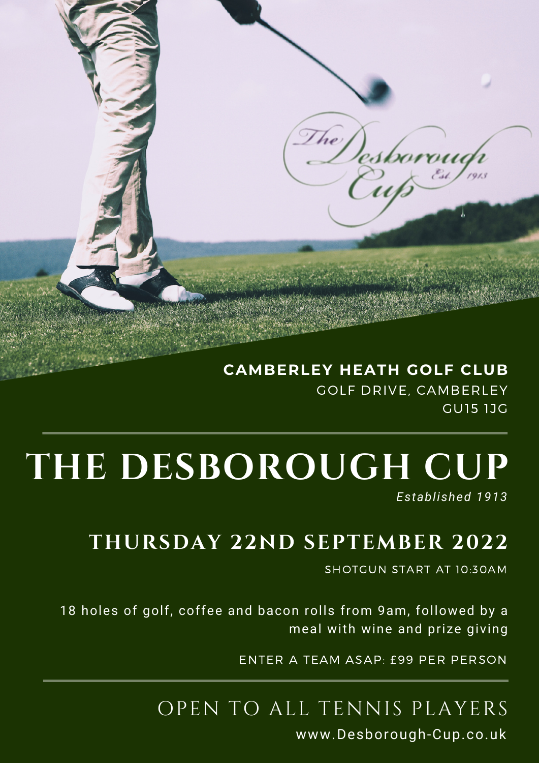**CAMBERLEY HEATH GOLF CLUB**

GOLF DRIVE, CAMBERLEY

GU15 1JG

---

# THE DESBOROUGH CUP

*Established 1913*

## THURSDAY 22ND SEPTEMBER 2022

SHOTGUN START AT 10:30AM

18 holes of golf, coffee and bacon rolls from 9am, followed by a meal with wine and prize giving

ENTER A TEAM ASAP: £99 PER PERSON

---

OPEN TO ALL TENNIS PLAYERS

www.Desborough-Cup.co.uk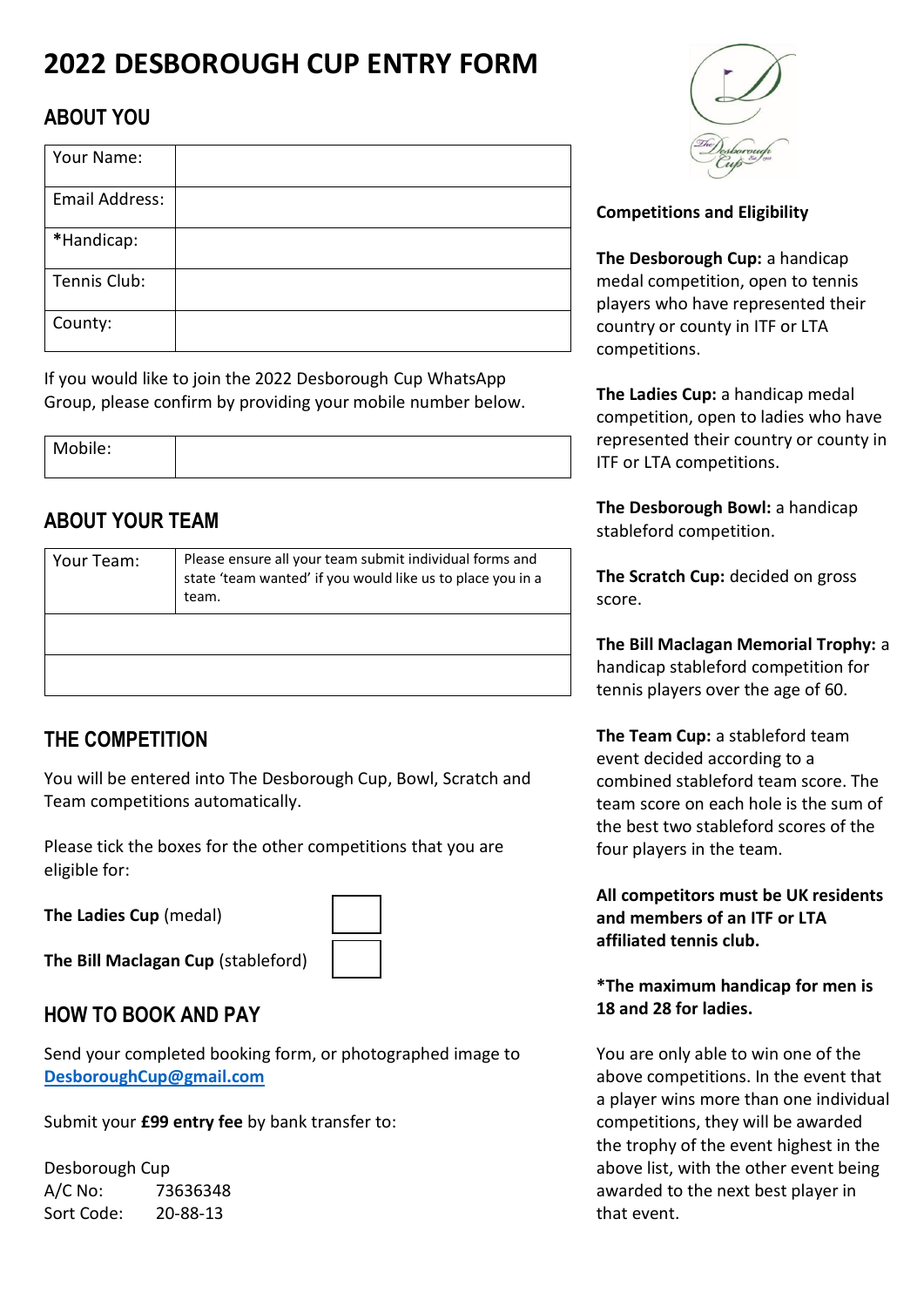# 2022 DESBOROUGH CUP ENTRY FORM

## ABOUT YOU

| | |
|---|---|
| Your Name: | |
| Email Address: | |
| *Handicap: | |
| Tennis Club: | |
| County: | |

If you would like to join the 2022 Desborough Cup WhatsApp Group, please confirm by providing your mobile number below.

| | |
|---|---|
| Mobile: | |

## ABOUT YOUR TEAM

| | |
|---|---|
| Your Team: | Please ensure all your team submit individual forms and state 'team wanted' if you would like us to place you in a team. |
| | |
| | |

## THE COMPETITION

You will be entered into The Desborough Cup, Bowl, Scratch and Team competitions automatically.

Please tick the boxes for the other competitions that you are eligible for:

**The Ladies Cup** (medal) ☐

**The Bill Maclagan Cup** (stableford) ☐

## HOW TO BOOK AND PAY

Send your completed booking form, or photographed image to **DesboroughCup@gmail.com**

Submit your **£99 entry fee** by bank transfer to:

Desborough Cup
A/C No: 73636348
Sort Code: 20-88-13

**Competitions and Eligibility**

**The Desborough Cup:** a handicap medal competition, open to tennis players who have represented their country or county in ITF or LTA competitions.

**The Ladies Cup:** a handicap medal competition, open to ladies who have represented their country or county in ITF or LTA competitions.

**The Desborough Bowl:** a handicap stableford competition.

**The Scratch Cup:** decided on gross score.

**The Bill Maclagan Memorial Trophy:** a handicap stableford competition for tennis players over the age of 60.

**The Team Cup:** a stableford team event decided according to a combined stableford team score. The team score on each hole is the sum of the best two stableford scores of the four players in the team.

**All competitors must be UK residents and members of an ITF or LTA affiliated tennis club.**

***The maximum handicap for men is 18 and 28 for ladies.**

You are only able to win one of the above competitions. In the event that a player wins more than one individual competitions, they will be awarded the trophy of the event highest in the above list, with the other event being awarded to the next best player in that event.